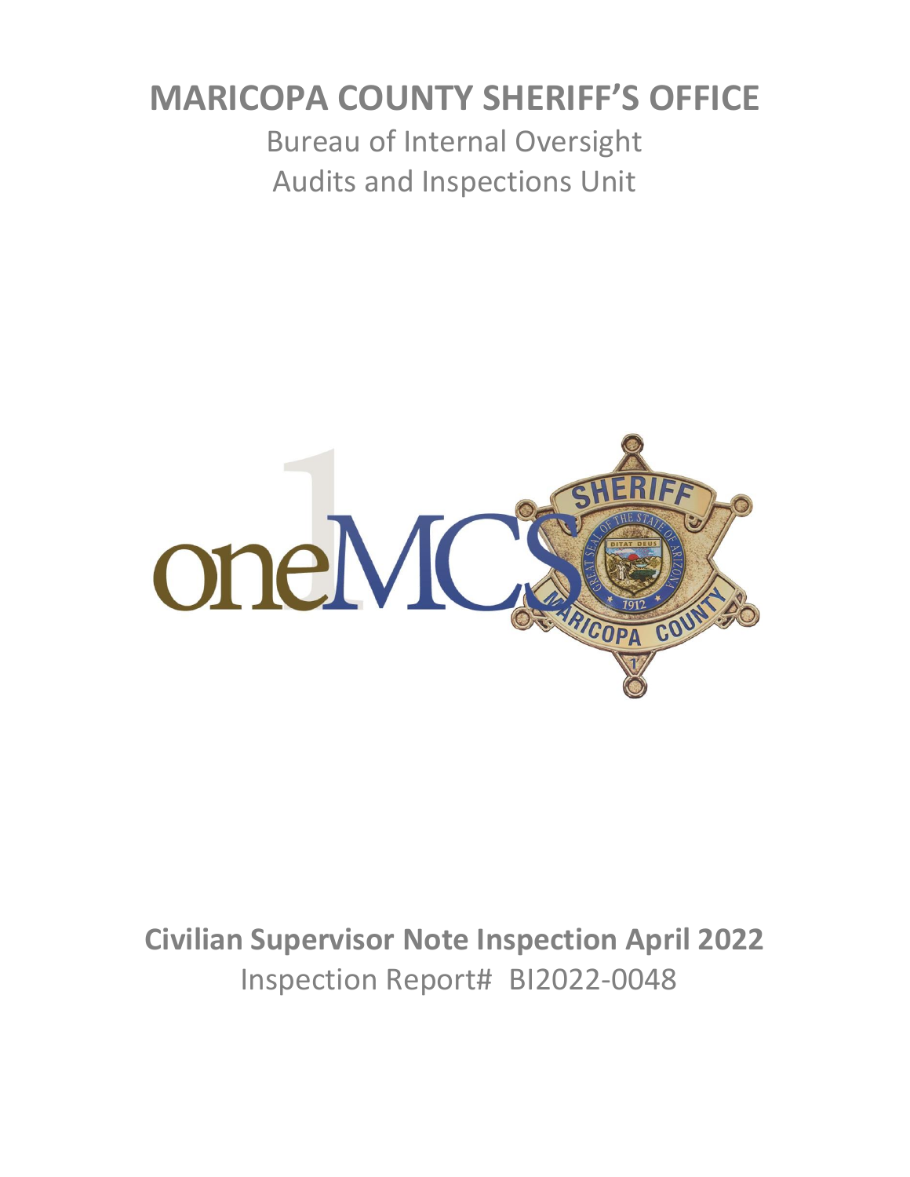# MARICOPA COUNTY SHERIFF'S OFFICE

Bureau of Internal Oversight

Audits and Inspections Unit

## Civilian Supervisor Note Inspection April 2022

Inspection Report# BI2022-0048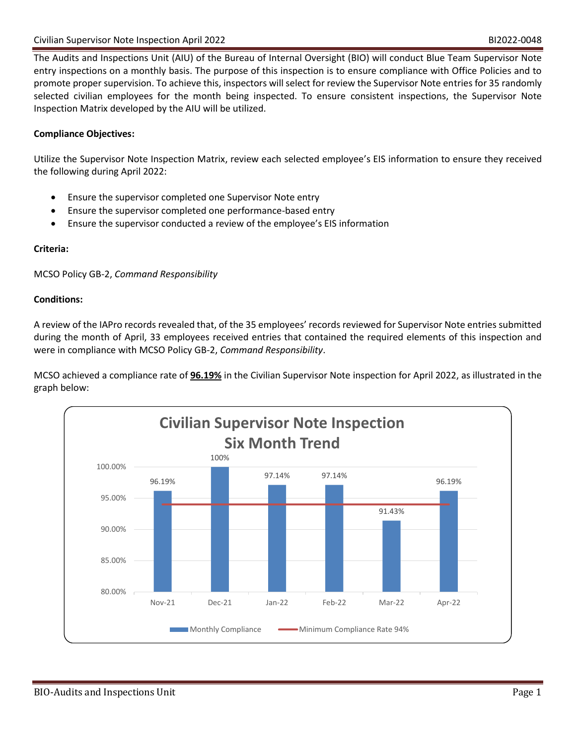The Audits and Inspections Unit (AIU) of the Bureau of Internal Oversight (BIO) will conduct Blue Team Supervisor Note entry inspections on a monthly basis. The purpose of this inspection is to ensure compliance with Office Policies and to promote proper supervision. To achieve this, inspectors will select for review the Supervisor Note entries for 35 randomly selected civilian employees for the month being inspected. To ensure consistent inspections, the Supervisor Note Inspection Matrix developed by the AIU will be utilized.

**Compliance Objectives:**

Utilize the Supervisor Note Inspection Matrix, review each selected employee's EIS information to ensure they received the following during April 2022:

- Ensure the supervisor completed one Supervisor Note entry
- Ensure the supervisor completed one performance-based entry
- Ensure the supervisor conducted a review of the employee's EIS information

**Criteria:**

MCSO Policy GB-2, *Command Responsibility*

**Conditions:**

A review of the IAPro records revealed that, of the 35 employees' records reviewed for Supervisor Note entries submitted during the month of April, 33 employees received entries that contained the required elements of this inspection and were in compliance with MCSO Policy GB-2, *Command Responsibility*.

MCSO achieved a compliance rate of **96.19%** in the Civilian Supervisor Note inspection for April 2022, as illustrated in the graph below:

**Civilian Supervisor Note Inspection Six Month Trend**

| Month | Monthly Compliance | Minimum Compliance Rate 94% |
|---|---|---|
| Nov-21 | 96.19% | 94% |
| Dec-21 | 100% | 94% |
| Jan-22 | 97.14% | 94% |
| Feb-22 | 97.14% | 94% |
| Mar-22 | 91.43% | 94% |
| Apr-22 | 96.19% | 94% |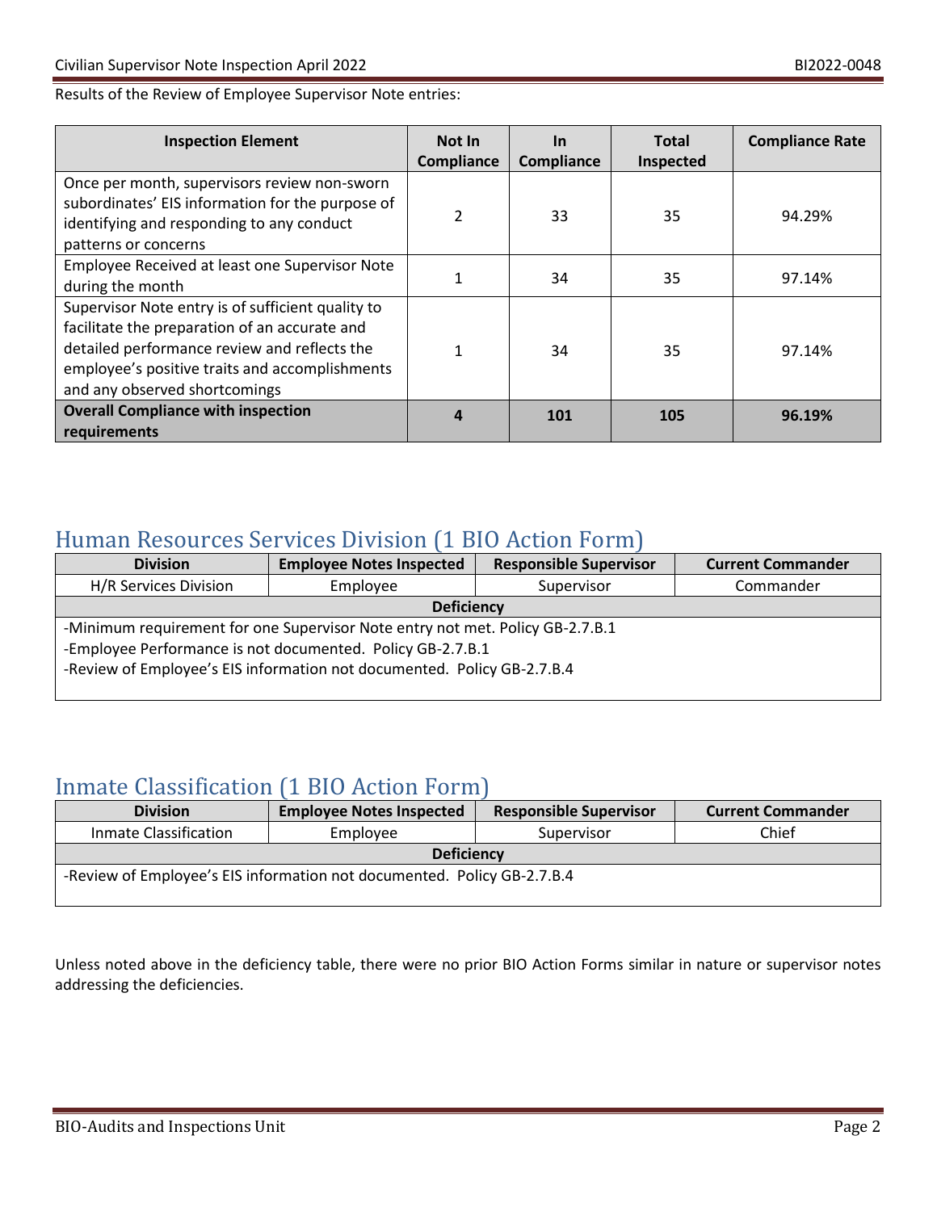Results of the Review of Employee Supervisor Note entries:

| Inspection Element | Not In Compliance | In Compliance | Total Inspected | Compliance Rate |
| --- | --- | --- | --- | --- |
| Once per month, supervisors review non-sworn subordinates' EIS information for the purpose of identifying and responding to any conduct patterns or concerns | 2 | 33 | 35 | 94.29% |
| Employee Received at least one Supervisor Note during the month | 1 | 34 | 35 | 97.14% |
| Supervisor Note entry is of sufficient quality to facilitate the preparation of an accurate and detailed performance review and reflects the employee's positive traits and accomplishments and any observed shortcomings | 1 | 34 | 35 | 97.14% |
| **Overall Compliance with inspection requirements** | **4** | **101** | **105** | **96.19%** |

## Human Resources Services Division (1 BIO Action Form)

| Division | Employee Notes Inspected | Responsible Supervisor | Current Commander |
| --- | --- | --- | --- |
| H/R Services Division | Employee | Supervisor | Commander |
| **Deficiency** | | | |
| -Minimum requirement for one Supervisor Note entry not met. Policy GB-2.7.B.1<br>-Employee Performance is not documented. Policy GB-2.7.B.1<br>-Review of Employee's EIS information not documented. Policy GB-2.7.B.4 | | | |

## Inmate Classification (1 BIO Action Form)

| Division | Employee Notes Inspected | Responsible Supervisor | Current Commander |
| --- | --- | --- | --- |
| Inmate Classification | Employee | Supervisor | Chief |
| **Deficiency** | | | |
| -Review of Employee's EIS information not documented. Policy GB-2.7.B.4 | | | |

Unless noted above in the deficiency table, there were no prior BIO Action Forms similar in nature or supervisor notes addressing the deficiencies.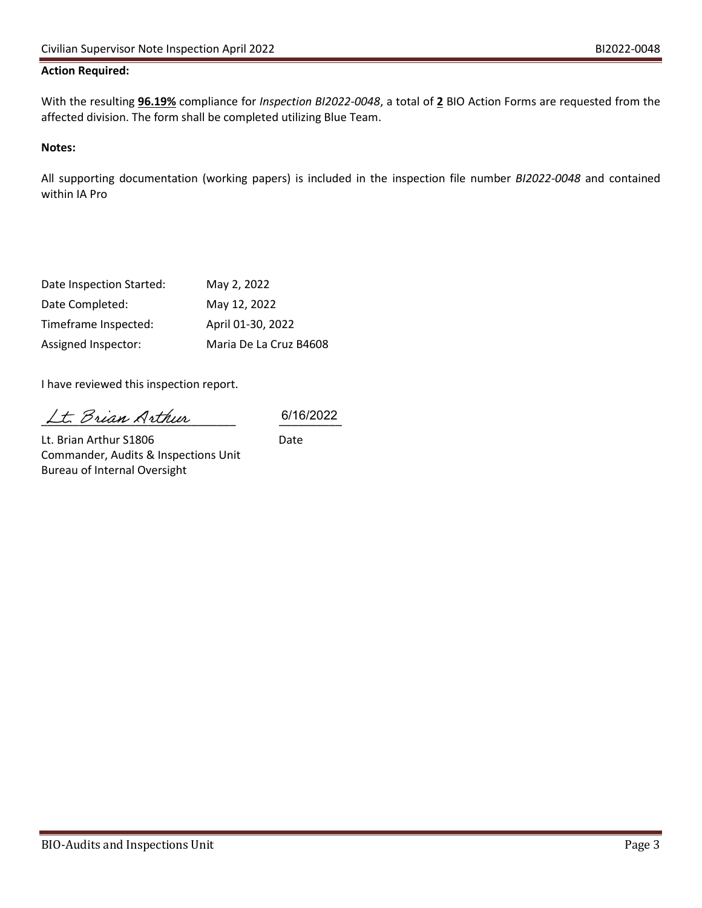**Action Required:**

With the resulting **96.19%** compliance for *Inspection BI2022-0048*, a total of **2** BIO Action Forms are requested from the affected division. The form shall be completed utilizing Blue Team.

**Notes:**

All supporting documentation (working papers) is included in the inspection file number *BI2022-0048* and contained within IA Pro

| | |
|---|---|
| Date Inspection Started: | May 2, 2022 |
| Date Completed: | May 12, 2022 |
| Timeframe Inspected: | April 01-30, 2022 |
| Assigned Inspector: | Maria De La Cruz B4608 |

I have reviewed this inspection report.

Lt. Brian Arthur 6/16/2022

Lt. Brian Arthur S1806 Date
Commander, Audits & Inspections Unit
Bureau of Internal Oversight